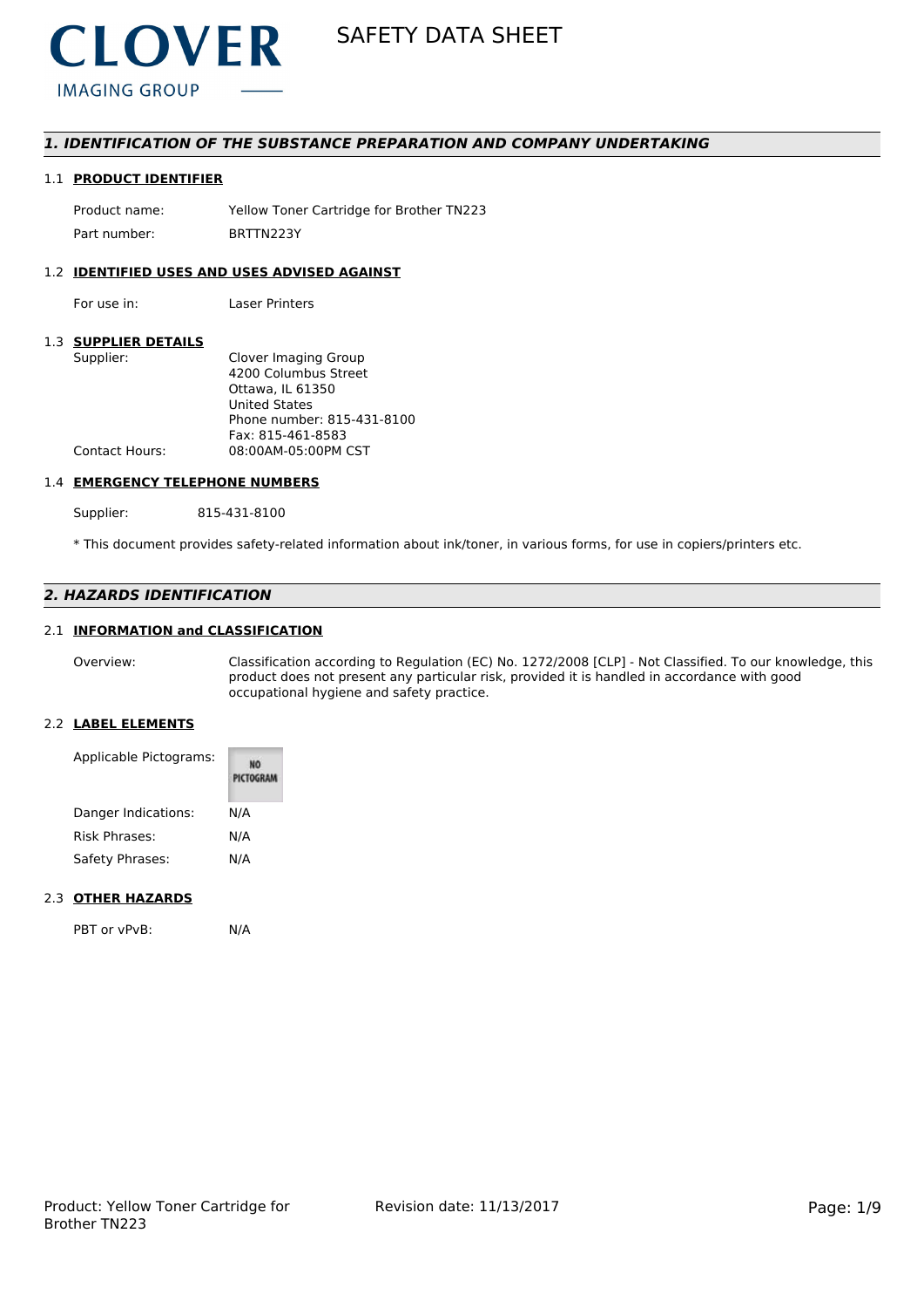# SAFETY DATA SHEET

## 1. IDENTIFICATION OF THE SUBSTANCE PREPARATION AND COMPANY UNDERTAKING

### 1.1 PRODUCT IDENTIFIER

| | |
|---|---|
| Product name: | Yellow Toner Cartridge for Brother TN223 |
| Part number: | BRTTN223Y |

### 1.2 IDENTIFIED USES AND USES ADVISED AGAINST

| | |
|---|---|
| For use in: | Laser Printers |

### 1.3 SUPPLIER DETAILS

| | |
|---|---|
| Supplier: | Clover Imaging Group<br>4200 Columbus Street<br>Ottawa, IL 61350<br>United States<br>Phone number: 815-431-8100<br>Fax: 815-461-8583 |
| Contact Hours: | 08:00AM-05:00PM CST |

### 1.4 EMERGENCY TELEPHONE NUMBERS

| | |
|---|---|
| Supplier: | 815-431-8100 |

* This document provides safety-related information about ink/toner, in various forms, for use in copiers/printers etc.

## 2. HAZARDS IDENTIFICATION

### 2.1 INFORMATION and CLASSIFICATION

| | |
|---|---|
| Overview: | Classification according to Regulation (EC) No. 1272/2008 [CLP] - Not Classified. To our knowledge, this product does not present any particular risk, provided it is handled in accordance with good occupational hygiene and safety practice. |

### 2.2 LABEL ELEMENTS

| | |
|---|---|
| Applicable Pictograms: | NO PICTOGRAM |
| Danger Indications: | N/A |
| Risk Phrases: | N/A |
| Safety Phrases: | N/A |

### 2.3 OTHER HAZARDS

| | |
|---|---|
| PBT or vPvB: | N/A |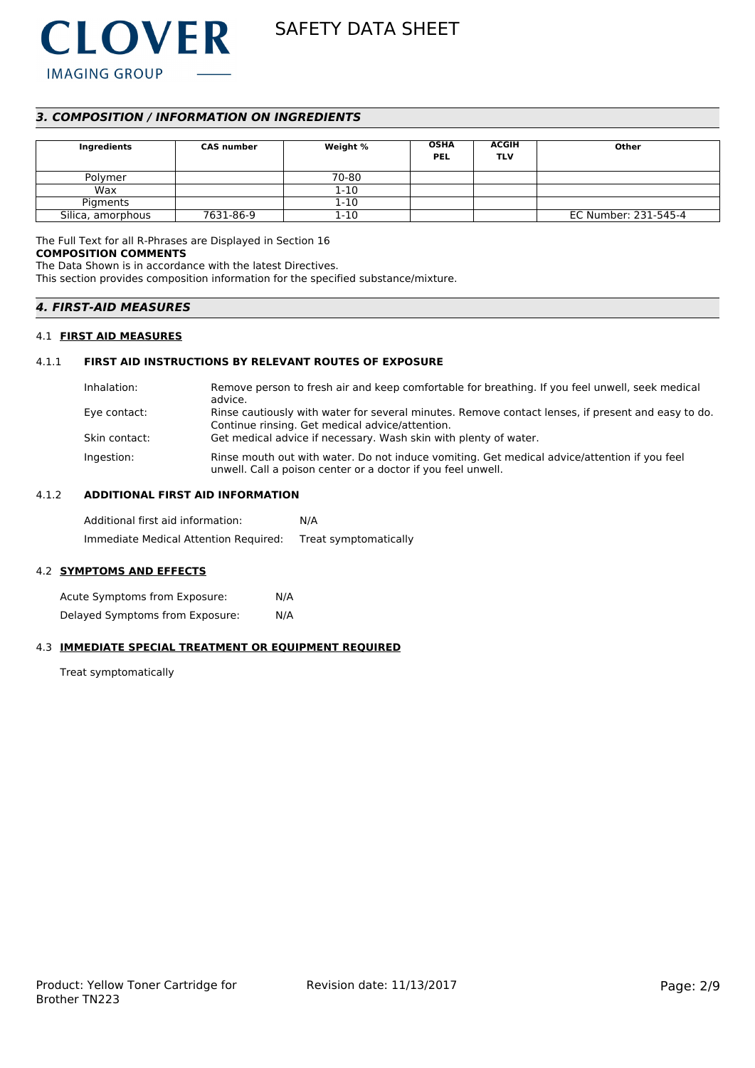## 3. COMPOSITION / INFORMATION ON INGREDIENTS

| Ingredients | CAS number | Weight % | OSHA PEL | ACGIH TLV | Other |
|---|---|---|---|---|---|
| Polymer | | 70-80 | | | |
| Wax | | 1-10 | | | |
| Pigments | | 1-10 | | | |
| Silica, amorphous | 7631-86-9 | 1-10 | | | EC Number: 231-545-4 |

The Full Text for all R-Phrases are Displayed in Section 16

**COMPOSITION COMMENTS**

The Data Shown is in accordance with the latest Directives.

This section provides composition information for the specified substance/mixture.

## 4. FIRST-AID MEASURES

### 4.1 FIRST AID MEASURES

#### 4.1.1 FIRST AID INSTRUCTIONS BY RELEVANT ROUTES OF EXPOSURE

Inhalation: Remove person to fresh air and keep comfortable for breathing. If you feel unwell, seek medical advice.

Eye contact: Rinse cautiously with water for several minutes. Remove contact lenses, if present and easy to do. Continue rinsing. Get medical advice/attention.

Skin contact: Get medical advice if necessary. Wash skin with plenty of water.

Ingestion: Rinse mouth out with water. Do not induce vomiting. Get medical advice/attention if you feel unwell. Call a poison center or a doctor if you feel unwell.

#### 4.1.2 ADDITIONAL FIRST AID INFORMATION

Additional first aid information: N/A

Immediate Medical Attention Required: Treat symptomatically

### 4.2 SYMPTOMS AND EFFECTS

Acute Symptoms from Exposure: N/A

Delayed Symptoms from Exposure: N/A

### 4.3 IMMEDIATE SPECIAL TREATMENT OR EQUIPMENT REQUIRED

Treat symptomatically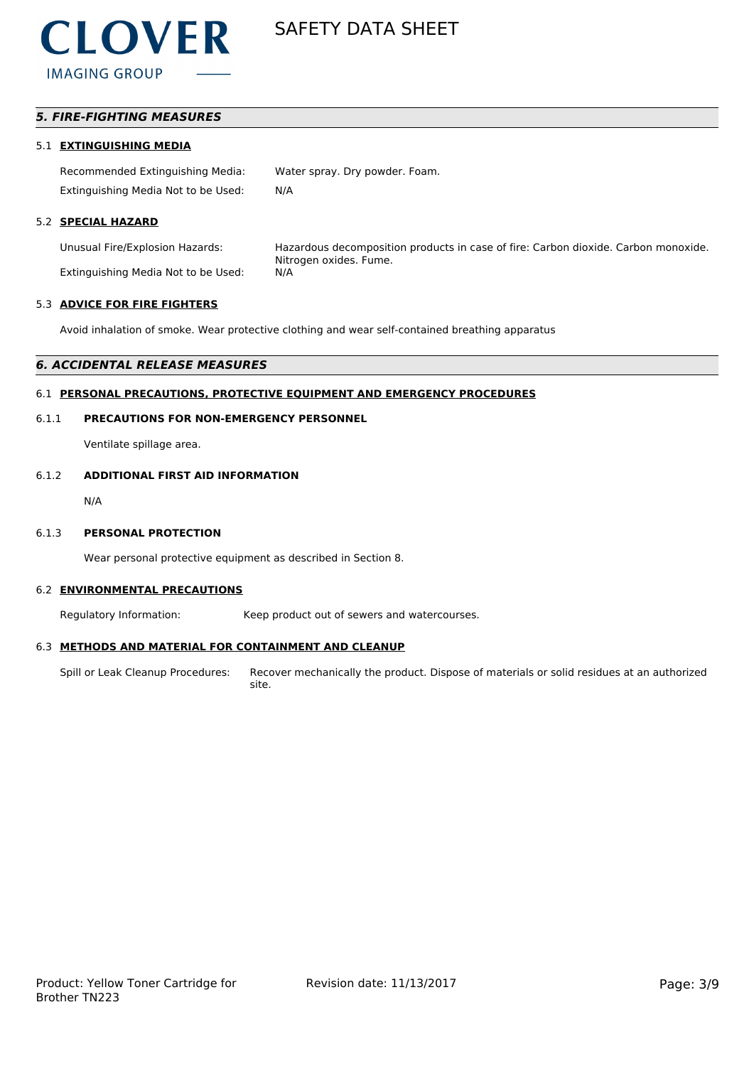## *5. FIRE-FIGHTING MEASURES*

### 5.1 EXTINGUISHING MEDIA

Recommended Extinguishing Media: Water spray. Dry powder. Foam.

Extinguishing Media Not to be Used: N/A

### 5.2 SPECIAL HAZARD

Unusual Fire/Explosion Hazards: Hazardous decomposition products in case of fire: Carbon dioxide. Carbon monoxide. Nitrogen oxides. Fume.

Extinguishing Media Not to be Used: N/A

### 5.3 ADVICE FOR FIRE FIGHTERS

Avoid inhalation of smoke. Wear protective clothing and wear self-contained breathing apparatus

## *6. ACCIDENTAL RELEASE MEASURES*

### 6.1 PERSONAL PRECAUTIONS, PROTECTIVE EQUIPMENT AND EMERGENCY PROCEDURES

#### 6.1.1 PRECAUTIONS FOR NON-EMERGENCY PERSONNEL

Ventilate spillage area.

#### 6.1.2 ADDITIONAL FIRST AID INFORMATION

N/A

#### 6.1.3 PERSONAL PROTECTION

Wear personal protective equipment as described in Section 8.

### 6.2 ENVIRONMENTAL PRECAUTIONS

Regulatory Information: Keep product out of sewers and watercourses.

### 6.3 METHODS AND MATERIAL FOR CONTAINMENT AND CLEANUP

Spill or Leak Cleanup Procedures: Recover mechanically the product. Dispose of materials or solid residues at an authorized site.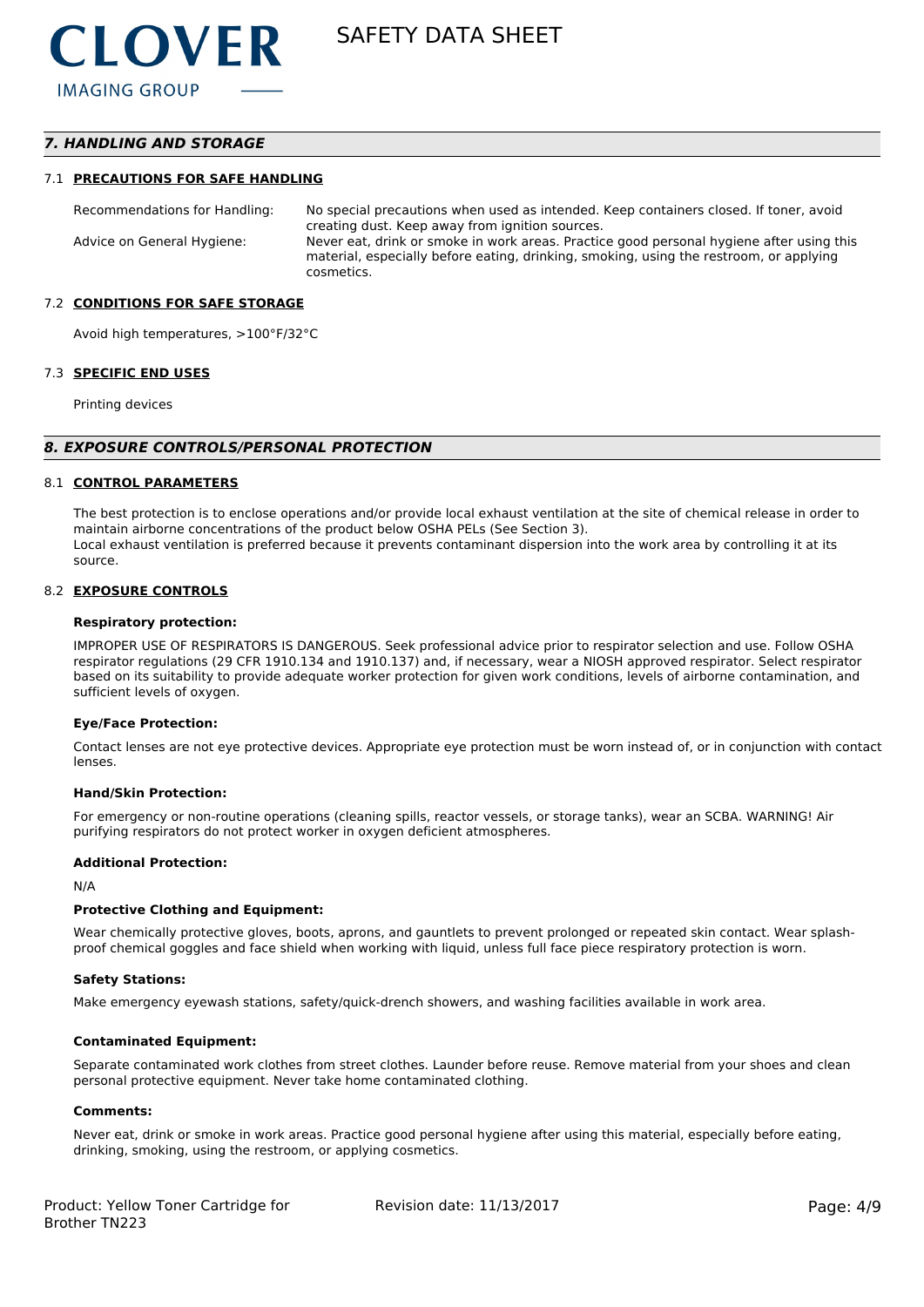## 7. HANDLING AND STORAGE

### 7.1 PRECAUTIONS FOR SAFE HANDLING

| | |
|---|---|
| Recommendations for Handling: | No special precautions when used as intended. Keep containers closed. If toner, avoid creating dust. Keep away from ignition sources. |
| Advice on General Hygiene: | Never eat, drink or smoke in work areas. Practice good personal hygiene after using this material, especially before eating, drinking, smoking, using the restroom, or applying cosmetics. |

### 7.2 CONDITIONS FOR SAFE STORAGE

Avoid high temperatures, >100°F/32°C

### 7.3 SPECIFIC END USES

Printing devices

## 8. EXPOSURE CONTROLS/PERSONAL PROTECTION

### 8.1 CONTROL PARAMETERS

The best protection is to enclose operations and/or provide local exhaust ventilation at the site of chemical release in order to maintain airborne concentrations of the product below OSHA PELs (See Section 3).
Local exhaust ventilation is preferred because it prevents contaminant dispersion into the work area by controlling it at its source.

### 8.2 EXPOSURE CONTROLS

**Respiratory protection:**

IMPROPER USE OF RESPIRATORS IS DANGEROUS. Seek professional advice prior to respirator selection and use. Follow OSHA respirator regulations (29 CFR 1910.134 and 1910.137) and, if necessary, wear a NIOSH approved respirator. Select respirator based on its suitability to provide adequate worker protection for given work conditions, levels of airborne contamination, and sufficient levels of oxygen.

**Eye/Face Protection:**

Contact lenses are not eye protective devices. Appropriate eye protection must be worn instead of, or in conjunction with contact lenses.

**Hand/Skin Protection:**

For emergency or non-routine operations (cleaning spills, reactor vessels, or storage tanks), wear an SCBA. WARNING! Air purifying respirators do not protect worker in oxygen deficient atmospheres.

**Additional Protection:**

N/A

**Protective Clothing and Equipment:**

Wear chemically protective gloves, boots, aprons, and gauntlets to prevent prolonged or repeated skin contact. Wear splash-proof chemical goggles and face shield when working with liquid, unless full face piece respiratory protection is worn.

**Safety Stations:**

Make emergency eyewash stations, safety/quick-drench showers, and washing facilities available in work area.

**Contaminated Equipment:**

Separate contaminated work clothes from street clothes. Launder before reuse. Remove material from your shoes and clean personal protective equipment. Never take home contaminated clothing.

**Comments:**

Never eat, drink or smoke in work areas. Practice good personal hygiene after using this material, especially before eating, drinking, smoking, using the restroom, or applying cosmetics.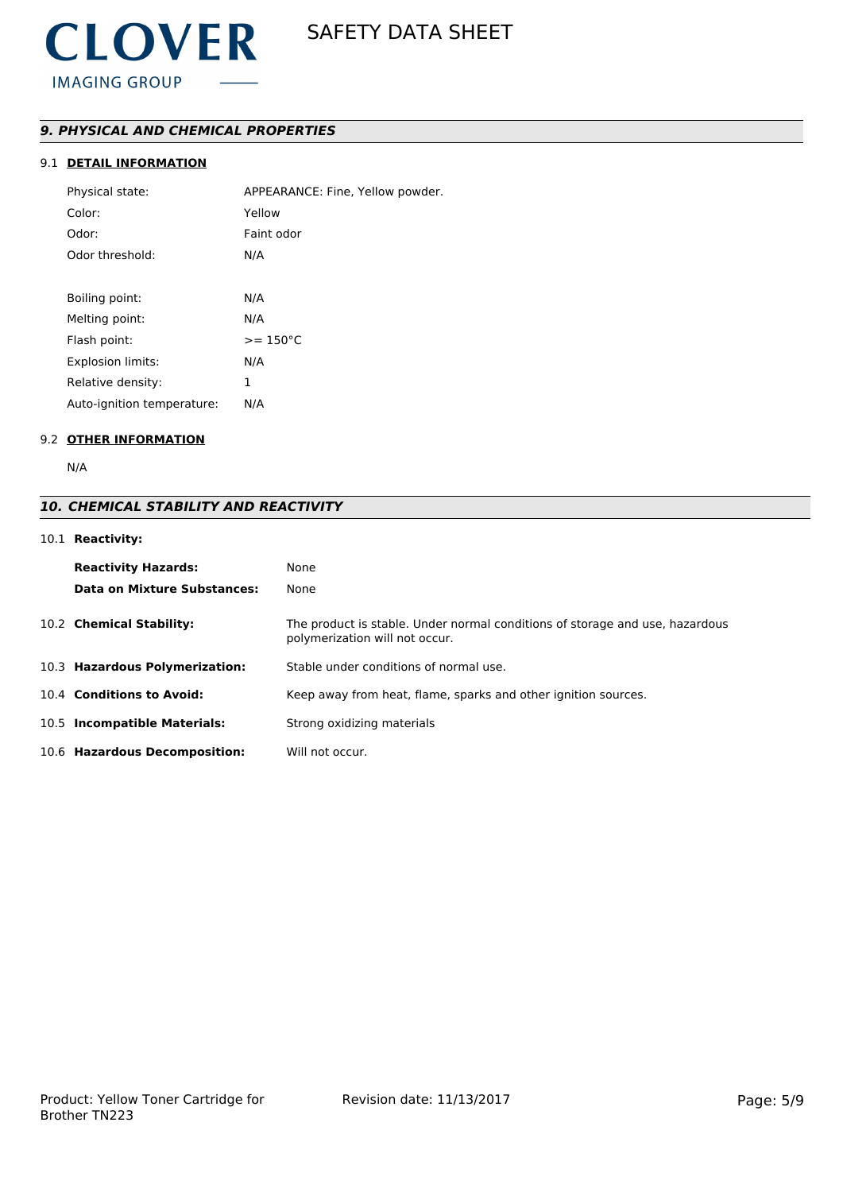## *9. PHYSICAL AND CHEMICAL PROPERTIES*

### 9.1 DETAIL INFORMATION

| | |
|---|---|
| Physical state: | APPEARANCE: Fine, Yellow powder. |
| Color: | Yellow |
| Odor: | Faint odor |
| Odor threshold: | N/A |
| Boiling point: | N/A |
| Melting point: | N/A |
| Flash point: | >= 150°C |
| Explosion limits: | N/A |
| Relative density: | 1 |
| Auto-ignition temperature: | N/A |

### 9.2 OTHER INFORMATION

N/A

## *10. CHEMICAL STABILITY AND REACTIVITY*

### 10.1 **Reactivity:**

| | |
|---|---|
| **Reactivity Hazards:** | None |
| **Data on Mixture Substances:** | None |

**10.2 Chemical Stability:** The product is stable. Under normal conditions of storage and use, hazardous polymerization will not occur.

**10.3 Hazardous Polymerization:** Stable under conditions of normal use.

**10.4 Conditions to Avoid:** Keep away from heat, flame, sparks and other ignition sources.

**10.5 Incompatible Materials:** Strong oxidizing materials

**10.6 Hazardous Decomposition:** Will not occur.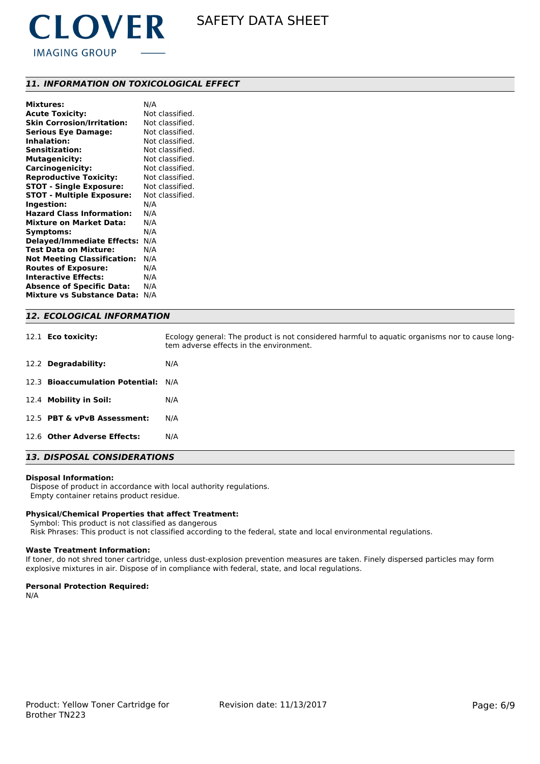## 11. INFORMATION ON TOXICOLOGICAL EFFECT

| | |
|---|---|
| **Mixtures:** | N/A |
| **Acute Toxicity:** | Not classified. |
| **Skin Corrosion/Irritation:** | Not classified. |
| **Serious Eye Damage:** | Not classified. |
| **Inhalation:** | Not classified. |
| **Sensitization:** | Not classified. |
| **Mutagenicity:** | Not classified. |
| **Carcinogenicity:** | Not classified. |
| **Reproductive Toxicity:** | Not classified. |
| **STOT - Single Exposure:** | Not classified. |
| **STOT - Multiple Exposure:** | Not classified. |
| **Ingestion:** | N/A |
| **Hazard Class Information:** | N/A |
| **Mixture on Market Data:** | N/A |
| **Symptoms:** | N/A |
| **Delayed/Immediate Effects:** | N/A |
| **Test Data on Mixture:** | N/A |
| **Not Meeting Classification:** | N/A |
| **Routes of Exposure:** | N/A |
| **Interactive Effects:** | N/A |
| **Absence of Specific Data:** | N/A |
| **Mixture vs Substance Data:** | N/A |

## 12. ECOLOGICAL INFORMATION

| | |
|---|---|
| 12.1 **Eco toxicity:** | Ecology general: The product is not considered harmful to aquatic organisms nor to cause long-tem adverse effects in the environment. |
| 12.2 **Degradability:** | N/A |
| 12.3 **Bioaccumulation Potential:** | N/A |
| 12.4 **Mobility in Soil:** | N/A |
| 12.5 **PBT & vPvB Assessment:** | N/A |
| 12.6 **Other Adverse Effects:** | N/A |

## 13. DISPOSAL CONSIDERATIONS

**Disposal Information:**

Dispose of product in accordance with local authority regulations.
Empty container retains product residue.

**Physical/Chemical Properties that affect Treatment:**

Symbol: This product is not classified as dangerous
Risk Phrases: This product is not classified according to the federal, state and local environmental regulations.

**Waste Treatment Information:**

If toner, do not shred toner cartridge, unless dust-explosion prevention measures are taken. Finely dispersed particles may form explosive mixtures in air. Dispose of in compliance with federal, state, and local regulations.

**Personal Protection Required:**

N/A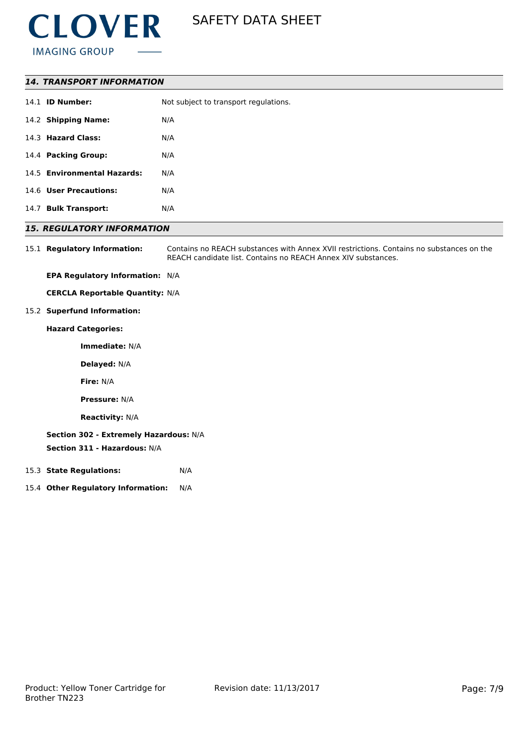## 14. TRANSPORT INFORMATION

14.1 **ID Number:** Not subject to transport regulations.

14.2 **Shipping Name:** N/A

14.3 **Hazard Class:** N/A

14.4 **Packing Group:** N/A

14.5 **Environmental Hazards:** N/A

14.6 **User Precautions:** N/A

14.7 **Bulk Transport:** N/A

## 15. REGULATORY INFORMATION

15.1 **Regulatory Information:** Contains no REACH substances with Annex XVII restrictions. Contains no substances on the REACH candidate list. Contains no REACH Annex XIV substances.

**EPA Regulatory Information:** N/A

**CERCLA Reportable Quantity:** N/A

15.2 **Superfund Information:**

**Hazard Categories:**

**Immediate:** N/A

**Delayed:** N/A

**Fire:** N/A

**Pressure:** N/A

**Reactivity:** N/A

**Section 302 - Extremely Hazardous:** N/A

**Section 311 - Hazardous:** N/A

15.3 **State Regulations:** N/A

15.4 **Other Regulatory Information:** N/A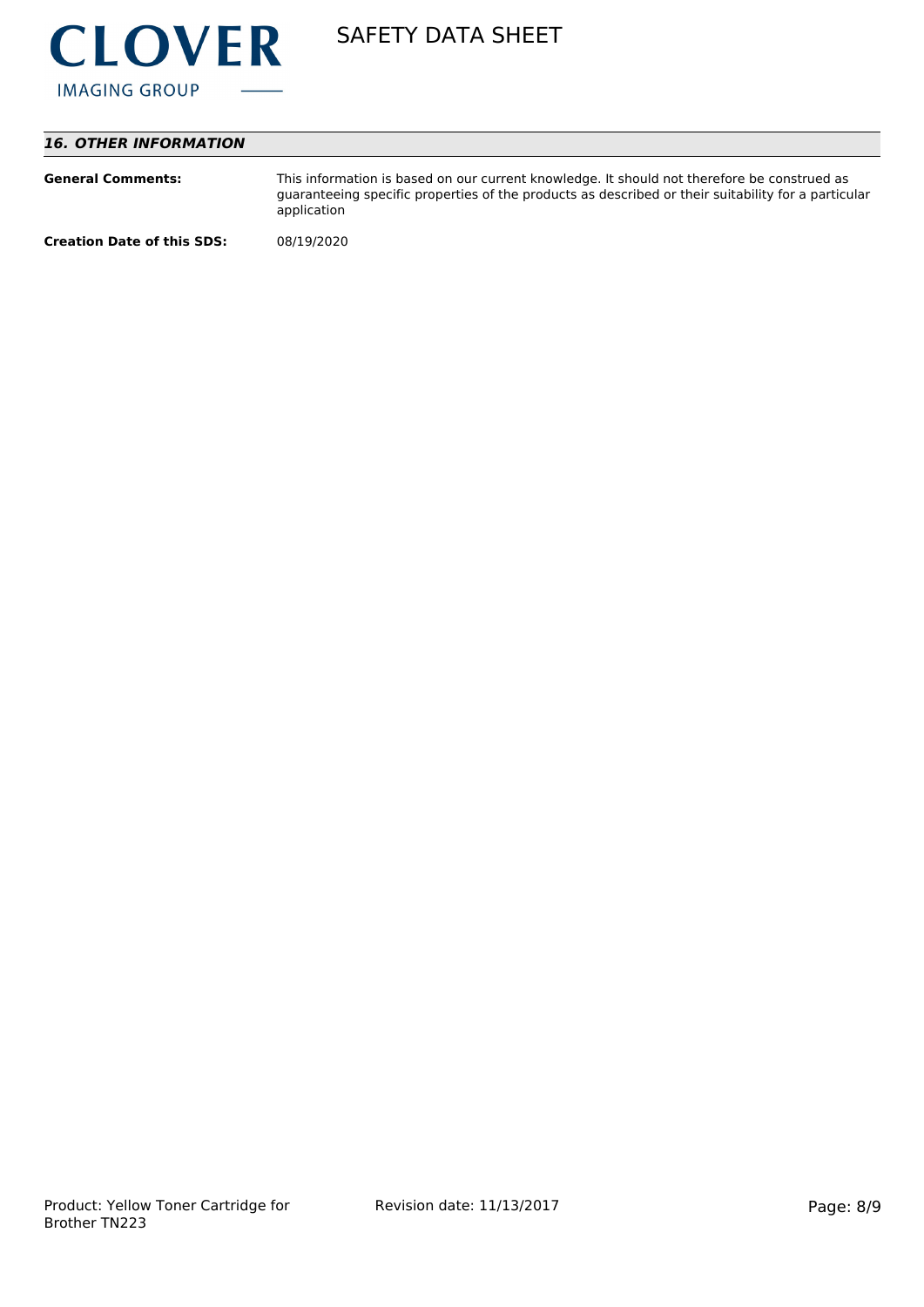## *16. OTHER INFORMATION*

**General Comments:** This information is based on our current knowledge. It should not therefore be construed as guaranteeing specific properties of the products as described or their suitability for a particular application

**Creation Date of this SDS:** 08/19/2020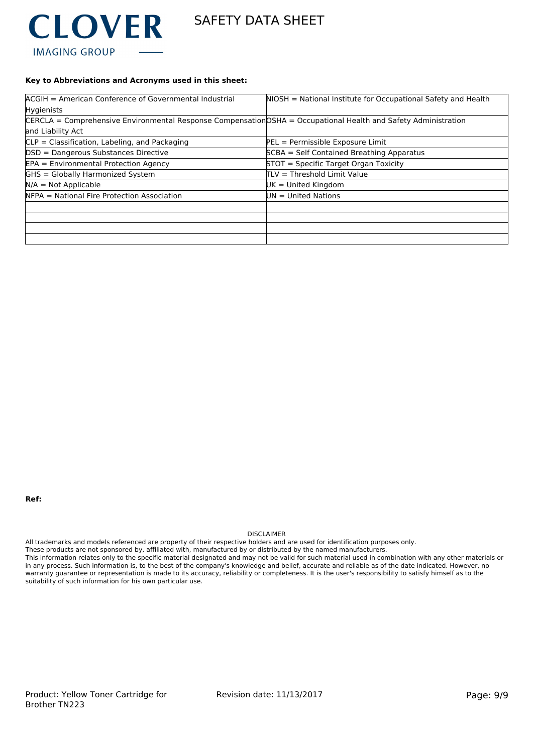**Key to Abbreviations and Acronyms used in this sheet:**

| | |
|---|---|
| ACGIH = American Conference of Governmental Industrial Hygienists | NIOSH = National Institute for Occupational Safety and Health |
| CERCLA = Comprehensive Environmental Response Compensation and Liability Act | OSHA = Occupational Health and Safety Administration |
| CLP = Classification, Labeling, and Packaging | PEL = Permissible Exposure Limit |
| DSD = Dangerous Substances Directive | SCBA = Self Contained Breathing Apparatus |
| EPA = Environmental Protection Agency | STOT = Specific Target Organ Toxicity |
| GHS = Globally Harmonized System | TLV = Threshold Limit Value |
| N/A = Not Applicable | UK = United Kingdom |
| NFPA = National Fire Protection Association | UN = United Nations |
| | |
| | |
| | |
| | |

**Ref:**

DISCLAIMER

All trademarks and models referenced are property of their respective holders and are used for identification purposes only.
These products are not sponsored by, affiliated with, manufactured by or distributed by the named manufacturers.
This information relates only to the specific material designated and may not be valid for such material used in combination with any other materials or in any process. Such information is, to the best of the company's knowledge and belief, accurate and reliable as of the date indicated. However, no warranty guarantee or representation is made to its accuracy, reliability or completeness. It is the user's responsibility to satisfy himself as to the suitability of such information for his own particular use.